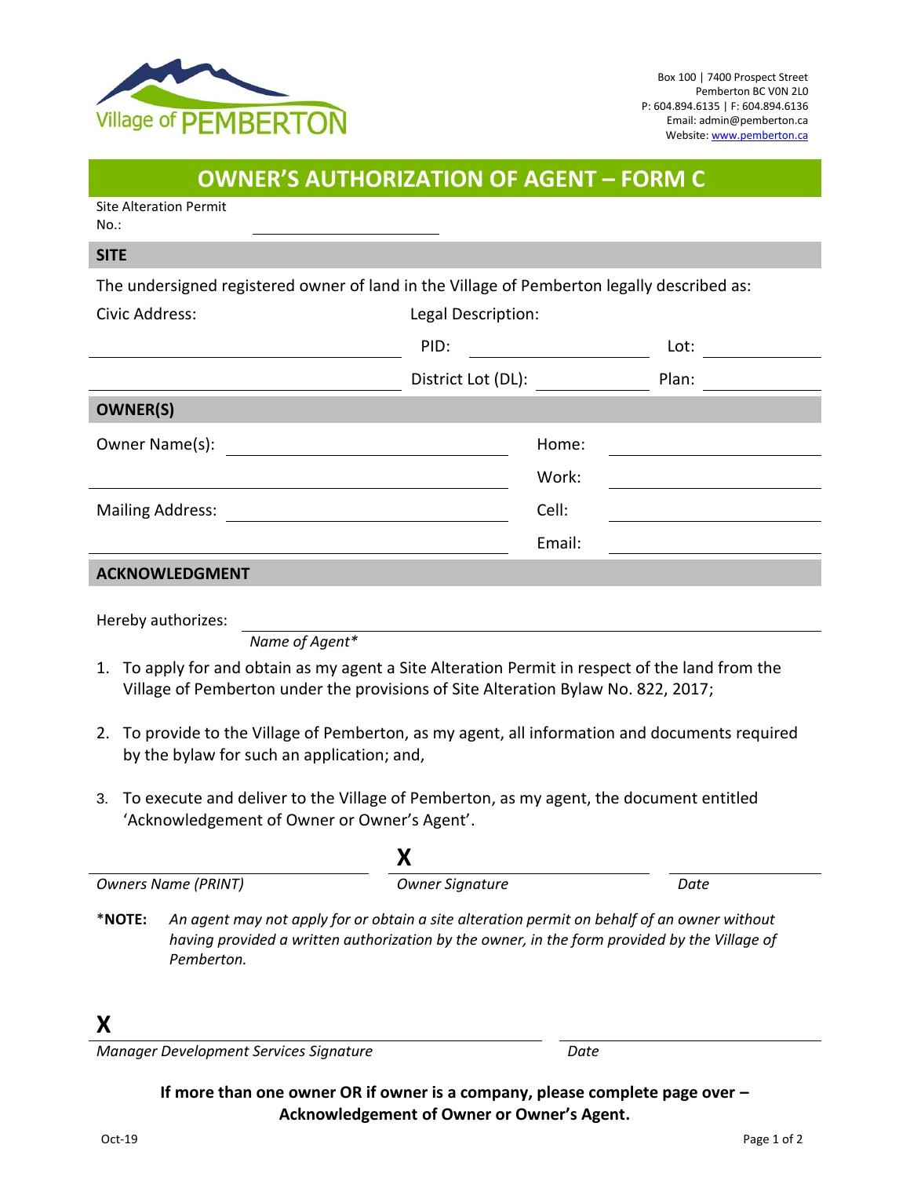Village of PEMBERTON

Box 100 | 7400 Prospect Street
Pemberton BC V0N 2L0
P: 604.894.6135 | F: 604.894.6136
Email: admin@pemberton.ca
Website: www.pemberton.ca

# OWNER'S AUTHORIZATION OF AGENT – FORM C

Site Alteration Permit No.: ____________________

## SITE

The undersigned registered owner of land in the Village of Pemberton legally described as:

| Civic Address: | Legal Description: | | | |
|---|---|---|---|---|
| ____________________ | PID: | ____________ | Lot: | ____________ |
| ____________________ | District Lot (DL): | ____________ | Plan: | ____________ |

## OWNER(S)

| | | | |
|---|---|---|---|
| Owner Name(s): | ____________________ | Home: | ____________ |
| | ____________________ | Work: | ____________ |
| Mailing Address: | ____________________ | Cell: | ____________ |
| | ____________________ | Email: | ____________ |

## ACKNOWLEDGMENT

Hereby authorizes: ________________________________________
*Name of Agent\**

1. To apply for and obtain as my agent a Site Alteration Permit in respect of the land from the Village of Pemberton under the provisions of Site Alteration Bylaw No. 822, 2017;
2. To provide to the Village of Pemberton, as my agent, all information and documents required by the bylaw for such an application; and,
3. To execute and deliver to the Village of Pemberton, as my agent, the document entitled 'Acknowledgement of Owner or Owner's Agent'.

| | X | |
|---|---|---|
| *Owners Name (PRINT)* | *Owner Signature* | *Date* |

\***NOTE:** *An agent may not apply for or obtain a site alteration permit on behalf of an owner without having provided a written authorization by the owner, in the form provided by the Village of Pemberton.*

| X | |
|---|---|
| *Manager Development Services Signature* | *Date* |

**If more than one owner OR if owner is a company, please complete page over – Acknowledgement of Owner or Owner's Agent.**

Oct-19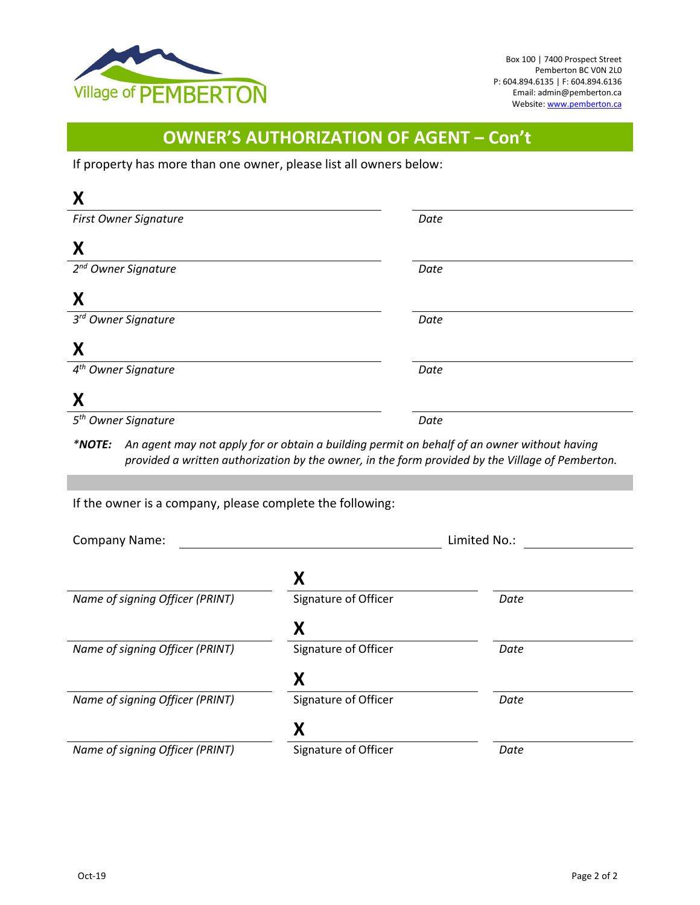Village of PEMBERTON

Box 100 | 7400 Prospect Street
Pemberton BC V0N 2L0
P: 604.894.6135 | F: 604.894.6136
Email: admin@pemberton.ca
Website: www.pemberton.ca

# OWNER'S AUTHORIZATION OF AGENT – Con't

If property has more than one owner, please list all owners below:

| | |
|---|---|
| **X** | |
| *First Owner Signature* | *Date* |
| **X** | |
| *2nd Owner Signature* | *Date* |
| **X** | |
| *3rd Owner Signature* | *Date* |
| **X** | |
| *4th Owner Signature* | *Date* |
| **X** | |
| *5th Owner Signature* | *Date* |

***NOTE:** *An agent may not apply for or obtain a building permit on behalf of an owner without having provided a written authorization by the owner, in the form provided by the Village of Pemberton.*

If the owner is a company, please complete the following:

Company Name: ____________________ Limited No.: __________

| | | |
|---|---|---|
| | **X** | |
| *Name of signing Officer (PRINT)* | Signature of Officer | *Date* |
| | **X** | |
| *Name of signing Officer (PRINT)* | Signature of Officer | *Date* |
| | **X** | |
| *Name of signing Officer (PRINT)* | Signature of Officer | *Date* |
| | **X** | |
| *Name of signing Officer (PRINT)* | Signature of Officer | *Date* |

Oct-19